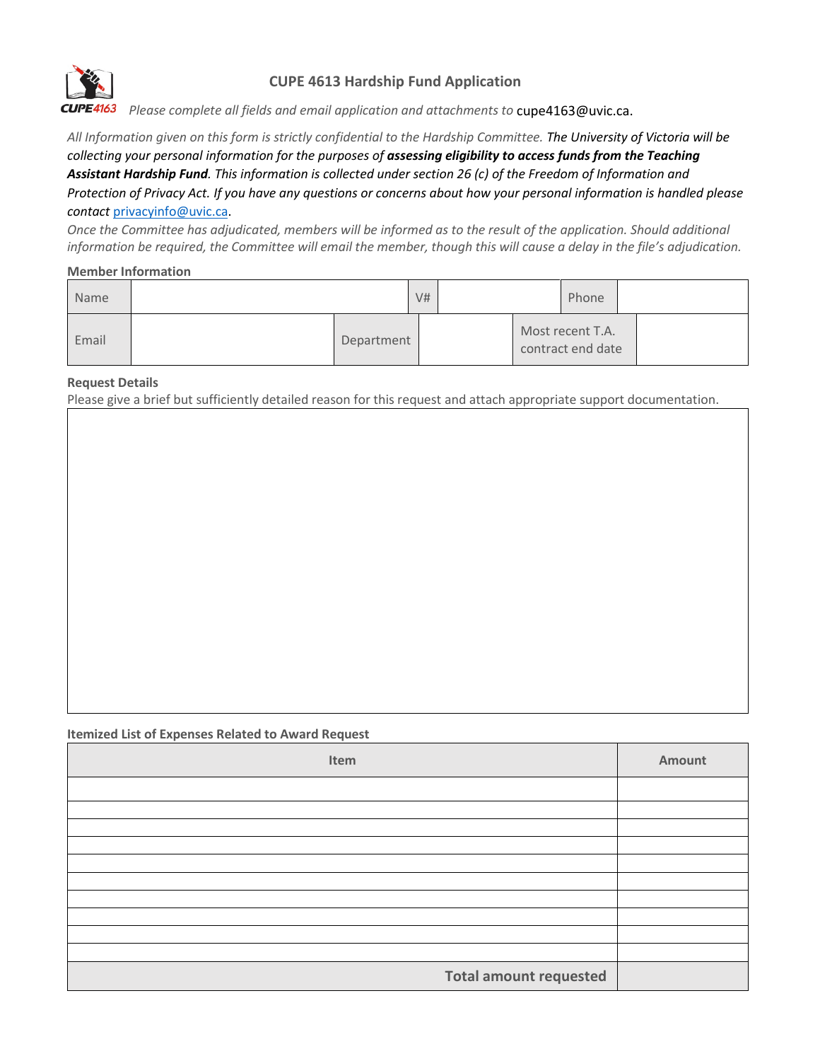# CUPE 4613 Hardship Fund Application

CUPE4163 *Please complete all fields and email application and attachments to* cupe4163@uvic.ca.

*All Information given on this form is strictly confidential to the Hardship Committee. The University of Victoria will be collecting your personal information for the purposes of **assessing eligibility to access funds from the Teaching Assistant Hardship Fund**. This information is collected under section 26 (c) of the Freedom of Information and Protection of Privacy Act. If you have any questions or concerns about how your personal information is handled please contact* privacyinfo@uvic.ca.

*Once the Committee has adjudicated, members will be informed as to the result of the application. Should additional information be required, the Committee will email the member, though this will cause a delay in the file's adjudication.*

**Member Information**

| Name | | V# | | Phone | |
|---|---|---|---|---|---|
| Email | | Department | | Most recent T.A. contract end date | |

**Request Details**

Please give a brief but sufficiently detailed reason for this request and attach appropriate support documentation.

| |
|---|
| |

**Itemized List of Expenses Related to Award Request**

| Item | Amount |
|---|---|
| | |
| | |
| | |
| | |
| | |
| | |
| | |
| | |
| | |
| | |
| **Total amount requested** | |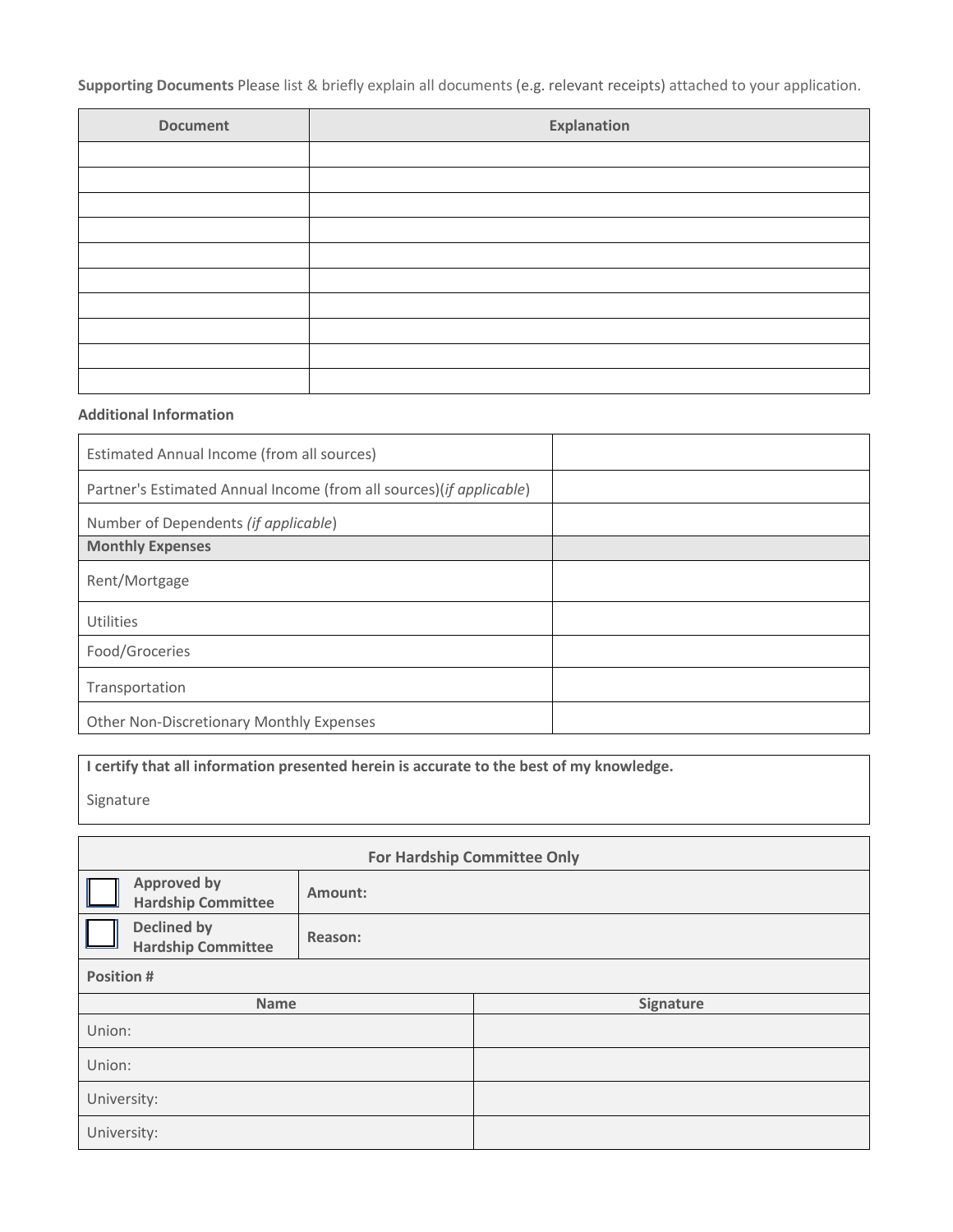**Supporting Documents** Please list & briefly explain all documents (e.g. relevant receipts) attached to your application.

| Document | Explanation |
|---|---|
| | |
| | |
| | |
| | |
| | |
| | |
| | |
| | |
| | |
| | |

**Additional Information**

| | |
|---|---|
| Estimated Annual Income (from all sources) | |
| Partner's Estimated Annual Income (from all sources)(*if applicable*) | |
| Number of Dependents *(if applicable*) | |
| **Monthly Expenses** | |
| Rent/Mortgage | |
| Utilities | |
| Food/Groceries | |
| Transportation | |
| Other Non-Discretionary Monthly Expenses | |

**I certify that all information presented herein is accurate to the best of my knowledge.**

Signature

| **For Hardship Committee Only** | |
|---|---|
| ☐ **Approved by Hardship Committee** | **Amount:** |
| ☐ **Declined by Hardship Committee** | **Reason:** |
| **Position #** | |
| **Name** | **Signature** |
| Union: | |
| Union: | |
| University: | |
| University: | |